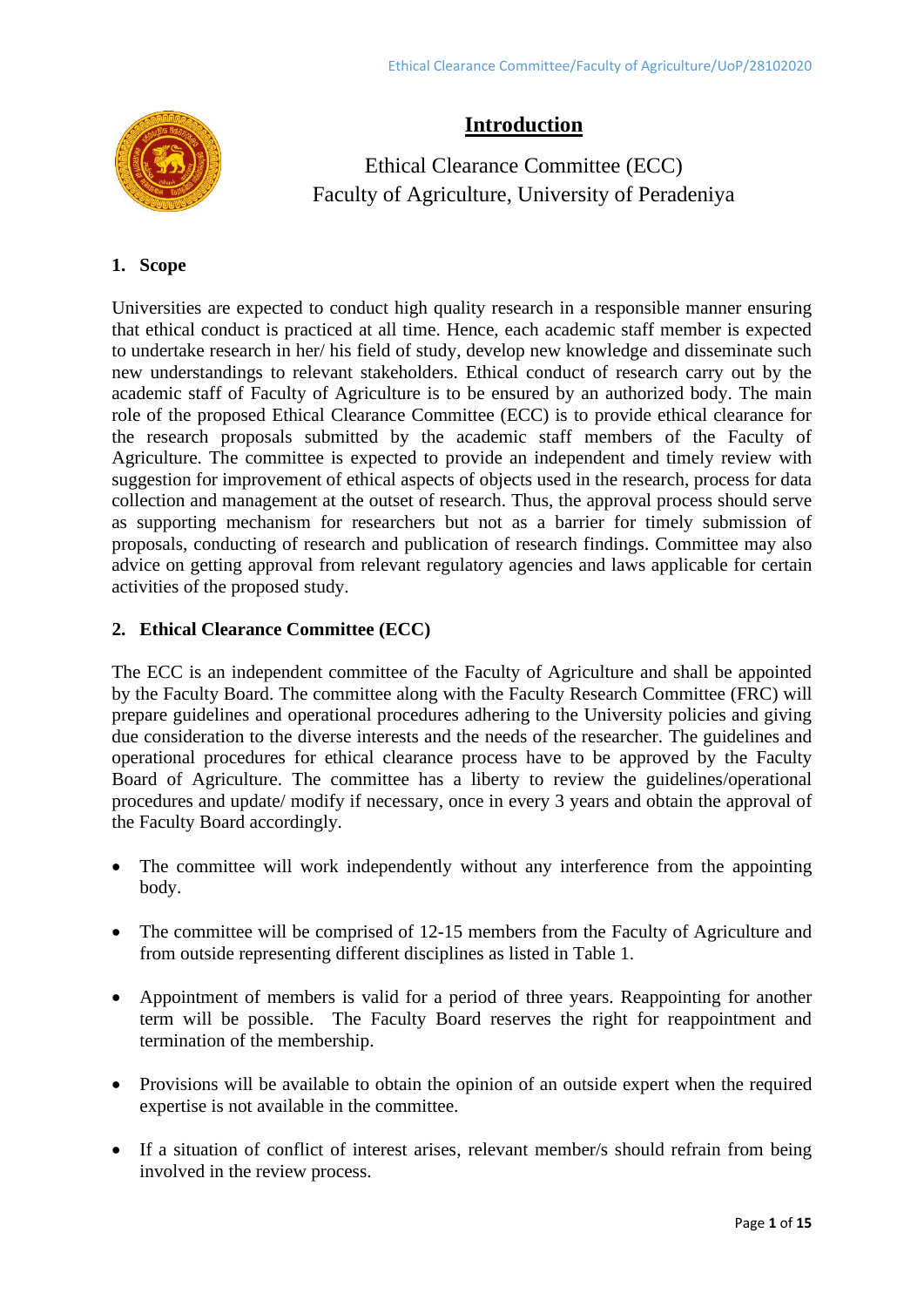# Introduction

Ethical Clearance Committee (ECC)
Faculty of Agriculture, University of Peradeniya

## 1. Scope

Universities are expected to conduct high quality research in a responsible manner ensuring that ethical conduct is practiced at all time. Hence, each academic staff member is expected to undertake research in her/ his field of study, develop new knowledge and disseminate such new understandings to relevant stakeholders. Ethical conduct of research carry out by the academic staff of Faculty of Agriculture is to be ensured by an authorized body. The main role of the proposed Ethical Clearance Committee (ECC) is to provide ethical clearance for the research proposals submitted by the academic staff members of the Faculty of Agriculture. The committee is expected to provide an independent and timely review with suggestion for improvement of ethical aspects of objects used in the research, process for data collection and management at the outset of research. Thus, the approval process should serve as supporting mechanism for researchers but not as a barrier for timely submission of proposals, conducting of research and publication of research findings. Committee may also advice on getting approval from relevant regulatory agencies and laws applicable for certain activities of the proposed study.

## 2. Ethical Clearance Committee (ECC)

The ECC is an independent committee of the Faculty of Agriculture and shall be appointed by the Faculty Board. The committee along with the Faculty Research Committee (FRC) will prepare guidelines and operational procedures adhering to the University policies and giving due consideration to the diverse interests and the needs of the researcher. The guidelines and operational procedures for ethical clearance process have to be approved by the Faculty Board of Agriculture. The committee has a liberty to review the guidelines/operational procedures and update/ modify if necessary, once in every 3 years and obtain the approval of the Faculty Board accordingly.

- The committee will work independently without any interference from the appointing body.
- The committee will be comprised of 12-15 members from the Faculty of Agriculture and from outside representing different disciplines as listed in Table 1.
- Appointment of members is valid for a period of three years. Reappointing for another term will be possible. The Faculty Board reserves the right for reappointment and termination of the membership.
- Provisions will be available to obtain the opinion of an outside expert when the required expertise is not available in the committee.
- If a situation of conflict of interest arises, relevant member/s should refrain from being involved in the review process.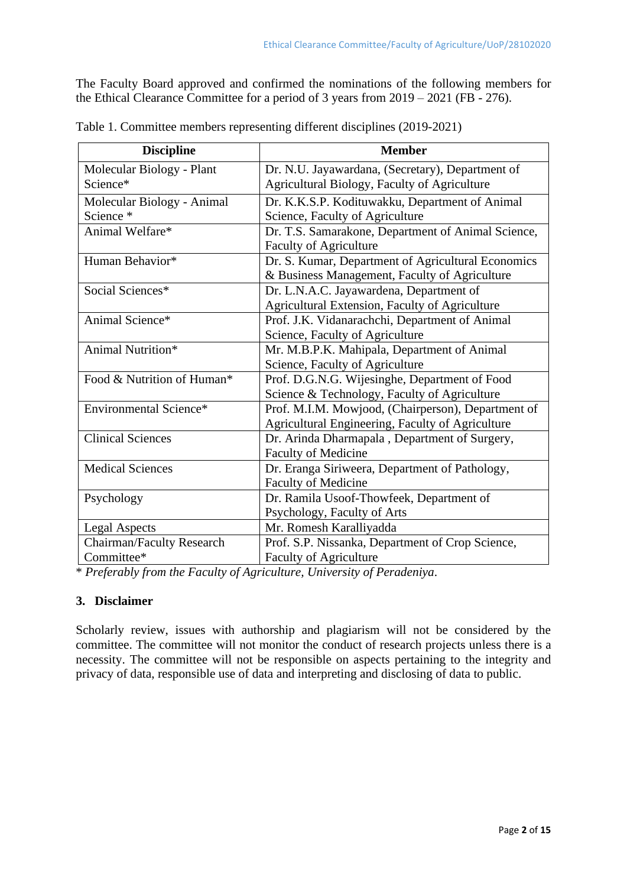The Faculty Board approved and confirmed the nominations of the following members for the Ethical Clearance Committee for a period of 3 years from 2019 – 2021 (FB - 276).

Table 1. Committee members representing different disciplines (2019-2021)

| Discipline | Member |
|---|---|
| Molecular Biology - Plant Science* | Dr. N.U. Jayawardana, (Secretary), Department of Agricultural Biology, Faculty of Agriculture |
| Molecular Biology - Animal Science * | Dr. K.K.S.P. Kodituwakku, Department of Animal Science, Faculty of Agriculture |
| Animal Welfare* | Dr. T.S. Samarakone, Department of Animal Science, Faculty of Agriculture |
| Human Behavior* | Dr. S. Kumar, Department of Agricultural Economics & Business Management, Faculty of Agriculture |
| Social Sciences* | Dr. L.N.A.C. Jayawardena, Department of Agricultural Extension, Faculty of Agriculture |
| Animal Science* | Prof. J.K. Vidanarachchi, Department of Animal Science, Faculty of Agriculture |
| Animal Nutrition* | Mr. M.B.P.K. Mahipala, Department of Animal Science, Faculty of Agriculture |
| Food & Nutrition of Human* | Prof. D.G.N.G. Wijesinghe, Department of Food Science & Technology, Faculty of Agriculture |
| Environmental Science* | Prof. M.I.M. Mowjood, (Chairperson), Department of Agricultural Engineering, Faculty of Agriculture |
| Clinical Sciences | Dr. Arinda Dharmapala , Department of Surgery, Faculty of Medicine |
| Medical Sciences | Dr. Eranga Siriweera, Department of Pathology, Faculty of Medicine |
| Psychology | Dr. Ramila Usoof-Thowfeek, Department of Psychology, Faculty of Arts |
| Legal Aspects | Mr. Romesh Karalliyadda |
| Chairman/Faculty Research Committee* | Prof. S.P. Nissanka, Department of Crop Science, Faculty of Agriculture |

\* *Preferably from the Faculty of Agriculture, University of Peradeniya.*

### 3. Disclaimer

Scholarly review, issues with authorship and plagiarism will not be considered by the committee. The committee will not monitor the conduct of research projects unless there is a necessity. The committee will not be responsible on aspects pertaining to the integrity and privacy of data, responsible use of data and interpreting and disclosing of data to public.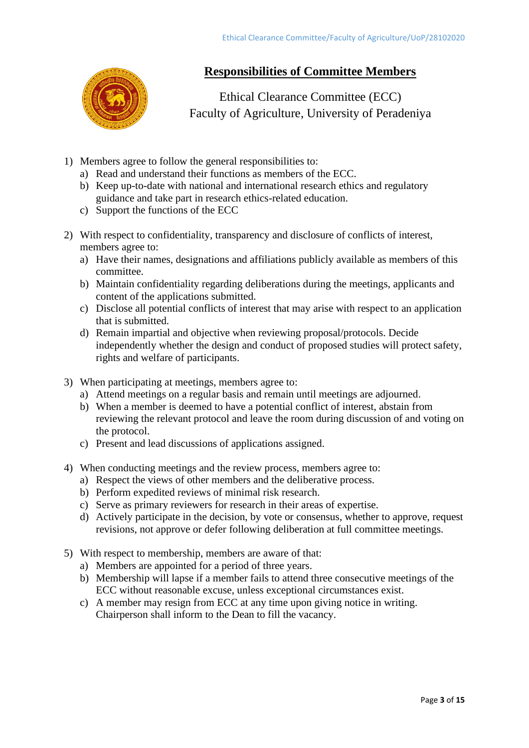# Responsibilities of Committee Members

Ethical Clearance Committee (ECC)
Faculty of Agriculture, University of Peradeniya

1) Members agree to follow the general responsibilities to:
   a) Read and understand their functions as members of the ECC.
   b) Keep up-to-date with national and international research ethics and regulatory guidance and take part in research ethics-related education.
   c) Support the functions of the ECC

2) With respect to confidentiality, transparency and disclosure of conflicts of interest, members agree to:
   a) Have their names, designations and affiliations publicly available as members of this committee.
   b) Maintain confidentiality regarding deliberations during the meetings, applicants and content of the applications submitted.
   c) Disclose all potential conflicts of interest that may arise with respect to an application that is submitted.
   d) Remain impartial and objective when reviewing proposal/protocols. Decide independently whether the design and conduct of proposed studies will protect safety, rights and welfare of participants.

3) When participating at meetings, members agree to:
   a) Attend meetings on a regular basis and remain until meetings are adjourned.
   b) When a member is deemed to have a potential conflict of interest, abstain from reviewing the relevant protocol and leave the room during discussion of and voting on the protocol.
   c) Present and lead discussions of applications assigned.

4) When conducting meetings and the review process, members agree to:
   a) Respect the views of other members and the deliberative process.
   b) Perform expedited reviews of minimal risk research.
   c) Serve as primary reviewers for research in their areas of expertise.
   d) Actively participate in the decision, by vote or consensus, whether to approve, request revisions, not approve or defer following deliberation at full committee meetings.

5) With respect to membership, members are aware of that:
   a) Members are appointed for a period of three years.
   b) Membership will lapse if a member fails to attend three consecutive meetings of the ECC without reasonable excuse, unless exceptional circumstances exist.
   c) A member may resign from ECC at any time upon giving notice in writing. Chairperson shall inform to the Dean to fill the vacancy.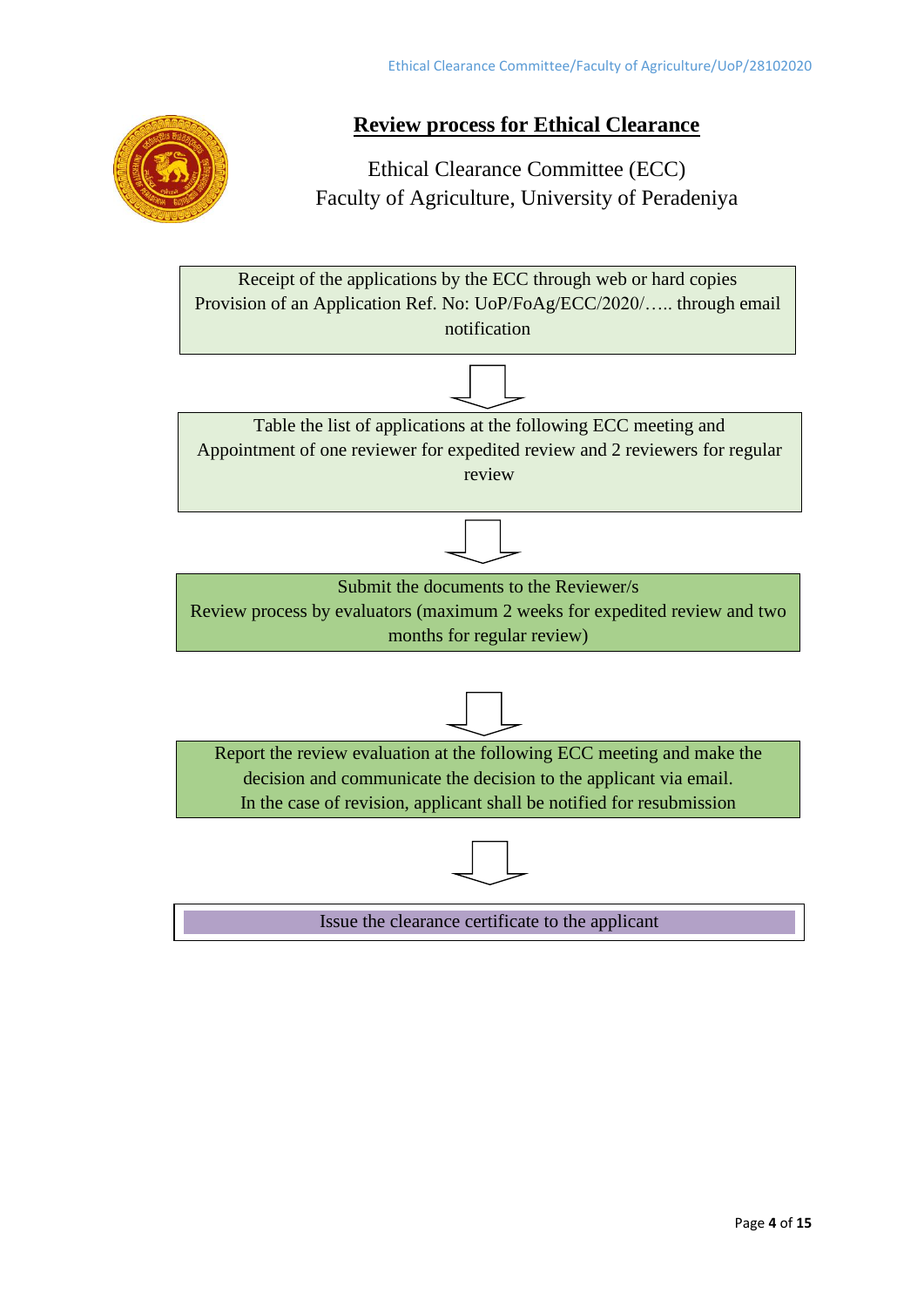## Review process for Ethical Clearance

Ethical Clearance Committee (ECC)
Faculty of Agriculture, University of Peradeniya

Receipt of the applications by the ECC through web or hard copies
Provision of an Application Ref. No: UoP/FoAg/ECC/2020/….. through email notification

↓

Table the list of applications at the following ECC meeting and
Appointment of one reviewer for expedited review and 2 reviewers for regular review

↓

Submit the documents to the Reviewer/s
Review process by evaluators (maximum 2 weeks for expedited review and two months for regular review)

↓

Report the review evaluation at the following ECC meeting and make the decision and communicate the decision to the applicant via email.
In the case of revision, applicant shall be notified for resubmission

↓

Issue the clearance certificate to the applicant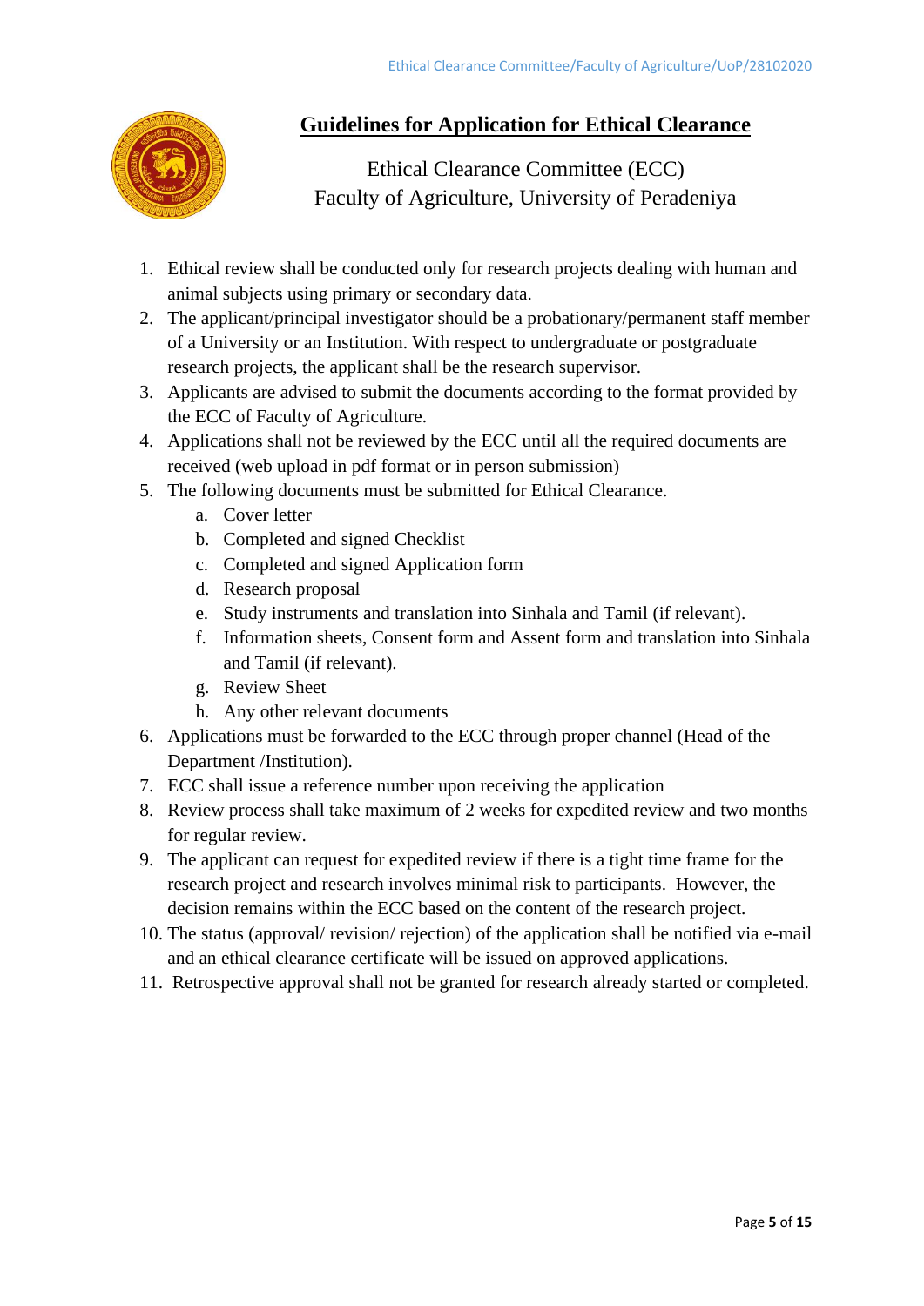# Guidelines for Application for Ethical Clearance

Ethical Clearance Committee (ECC)
Faculty of Agriculture, University of Peradeniya

1. Ethical review shall be conducted only for research projects dealing with human and animal subjects using primary or secondary data.
2. The applicant/principal investigator should be a probationary/permanent staff member of a University or an Institution. With respect to undergraduate or postgraduate research projects, the applicant shall be the research supervisor.
3. Applicants are advised to submit the documents according to the format provided by the ECC of Faculty of Agriculture.
4. Applications shall not be reviewed by the ECC until all the required documents are received (web upload in pdf format or in person submission)
5. The following documents must be submitted for Ethical Clearance.
    a. Cover letter
    b. Completed and signed Checklist
    c. Completed and signed Application form
    d. Research proposal
    e. Study instruments and translation into Sinhala and Tamil (if relevant).
    f. Information sheets, Consent form and Assent form and translation into Sinhala and Tamil (if relevant).
    g. Review Sheet
    h. Any other relevant documents
6. Applications must be forwarded to the ECC through proper channel (Head of the Department /Institution).
7. ECC shall issue a reference number upon receiving the application
8. Review process shall take maximum of 2 weeks for expedited review and two months for regular review.
9. The applicant can request for expedited review if there is a tight time frame for the research project and research involves minimal risk to participants. However, the decision remains within the ECC based on the content of the research project.
10. The status (approval/ revision/ rejection) of the application shall be notified via e-mail and an ethical clearance certificate will be issued on approved applications.
11. Retrospective approval shall not be granted for research already started or completed.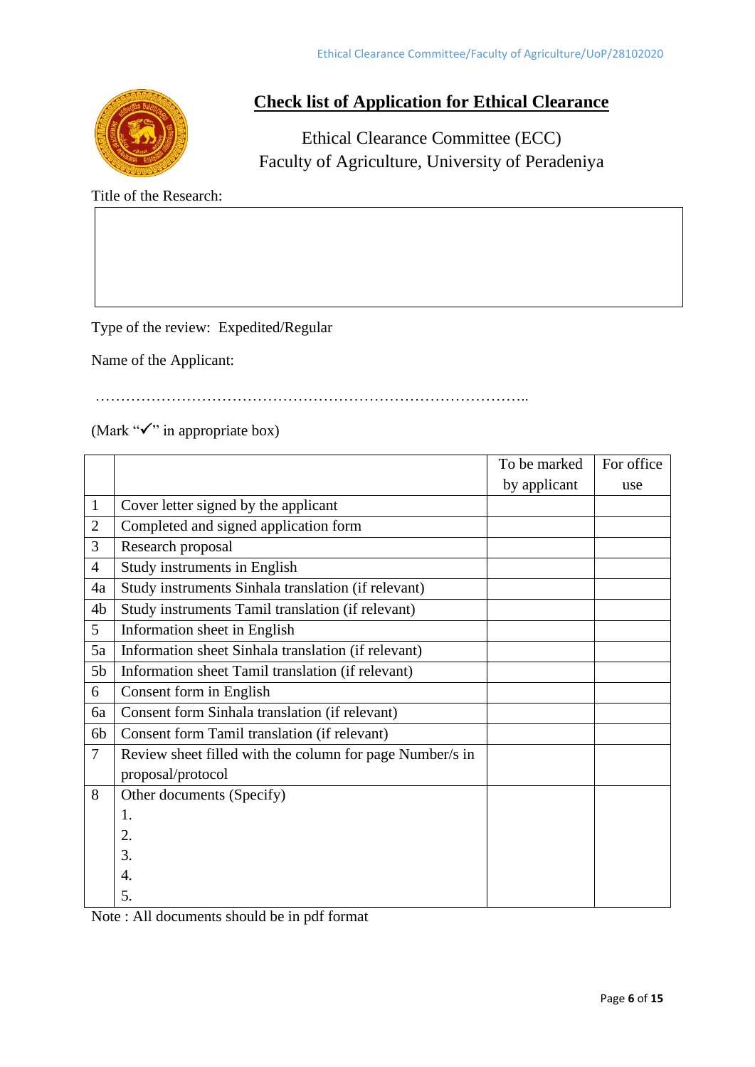## Check list of Application for Ethical Clearance

Ethical Clearance Committee (ECC)
Faculty of Agriculture, University of Peradeniya

Title of the Research:

Type of the review: Expedited/Regular

Name of the Applicant:

……………………………………………………………………………..

(Mark "✓" in appropriate box)

| | | To be marked by applicant | For office use |
|---|---|---|---|
| 1 | Cover letter signed by the applicant | | |
| 2 | Completed and signed application form | | |
| 3 | Research proposal | | |
| 4 | Study instruments in English | | |
| 4a | Study instruments Sinhala translation (if relevant) | | |
| 4b | Study instruments Tamil translation (if relevant) | | |
| 5 | Information sheet in English | | |
| 5a | Information sheet Sinhala translation (if relevant) | | |
| 5b | Information sheet Tamil translation (if relevant) | | |
| 6 | Consent form in English | | |
| 6a | Consent form Sinhala translation (if relevant) | | |
| 6b | Consent form Tamil translation (if relevant) | | |
| 7 | Review sheet filled with the column for page Number/s in proposal/protocol | | |
| 8 | Other documents (Specify)<br>1.<br>2.<br>3.<br>4.<br>5. | | |

Note : All documents should be in pdf format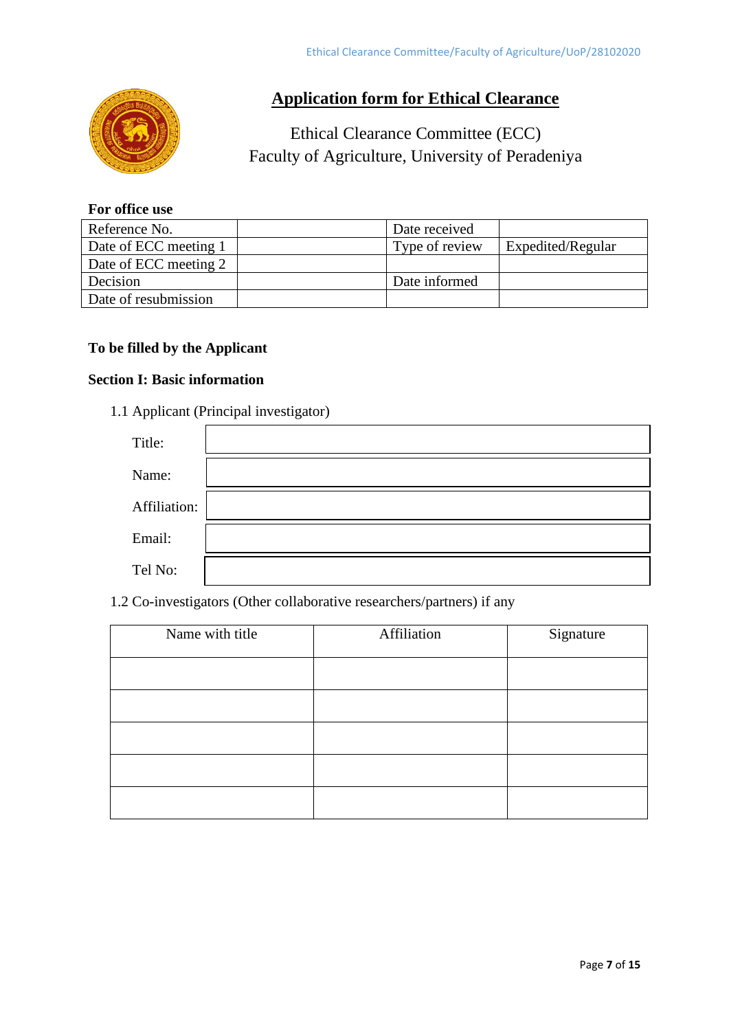# Application form for Ethical Clearance

Ethical Clearance Committee (ECC)
Faculty of Agriculture, University of Peradeniya

**For office use**

| Reference No. | | Date received | |
|---|---|---|---|
| Date of ECC meeting 1 | | Type of review | Expedited/Regular |
| Date of ECC meeting 2 | | | |
| Decision | | Date informed | |
| Date of resubmission | | | |

**To be filled by the Applicant**

**Section I: Basic information**

1.1 Applicant (Principal investigator)

| | |
|---|---|
| Title: | |
| Name: | |
| Affiliation: | |
| Email: | |
| Tel No: | |

1.2 Co-investigators (Other collaborative researchers/partners) if any

| Name with title | Affiliation | Signature |
|---|---|---|
| | | |
| | | |
| | | |
| | | |
| | | |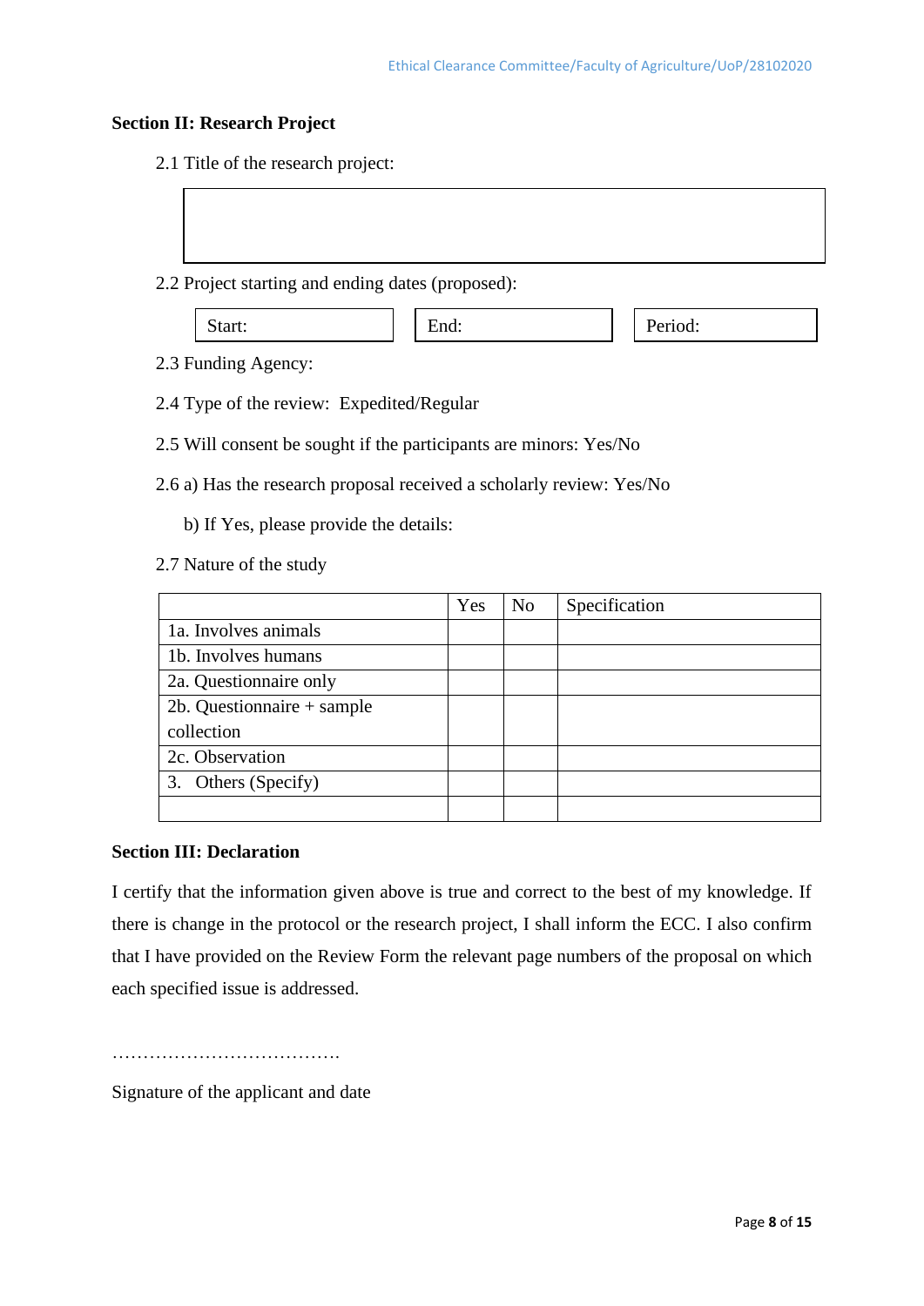### Section II: Research Project

2.1 Title of the research project:

| |
|---|
| |

2.2 Project starting and ending dates (proposed):

| Start: | End: | Period: |
|---|---|---|

2.3 Funding Agency:

2.4 Type of the review: Expedited/Regular

2.5 Will consent be sought if the participants are minors: Yes/No

2.6 a) Has the research proposal received a scholarly review: Yes/No

b) If Yes, please provide the details:

2.7 Nature of the study

| | Yes | No | Specification |
|---|---|---|---|
| 1a. Involves animals | | | |
| 1b. Involves humans | | | |
| 2a. Questionnaire only | | | |
| 2b. Questionnaire + sample collection | | | |
| 2c. Observation | | | |
| 3. Others (Specify) | | | |
| | | | |

### Section III: Declaration

I certify that the information given above is true and correct to the best of my knowledge. If there is change in the protocol or the research project, I shall inform the ECC. I also confirm that I have provided on the Review Form the relevant page numbers of the proposal on which each specified issue is addressed.

……………………………….

Signature of the applicant and date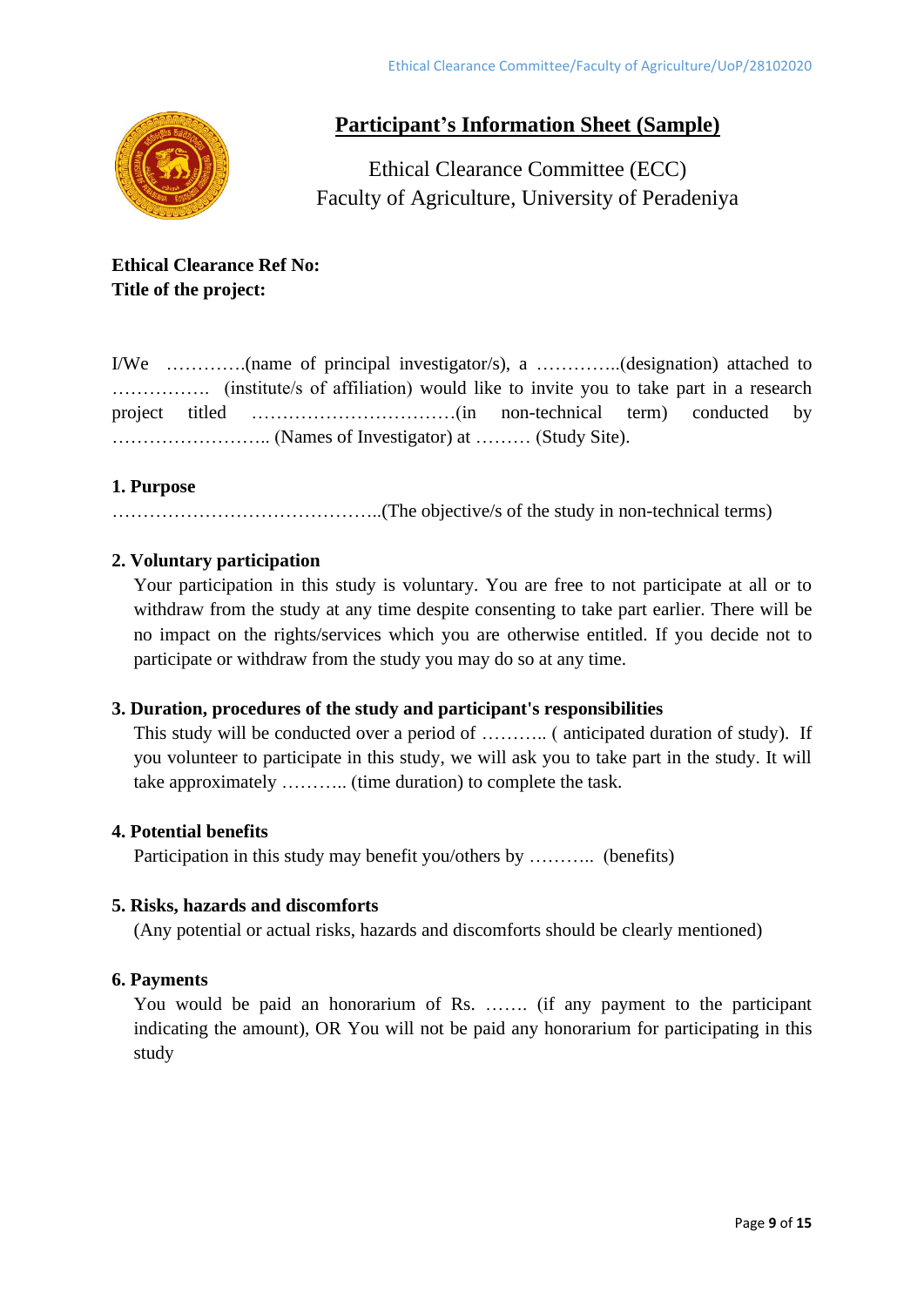# Participant's Information Sheet (Sample)

Ethical Clearance Committee (ECC)
Faculty of Agriculture, University of Peradeniya

**Ethical Clearance Ref No:**
**Title of the project:**

I/We ………….(name of principal investigator/s), a …………..(designation) attached to ……………. (institute/s of affiliation) would like to invite you to take part in a research project titled ……………………………(in non-technical term) conducted by …………………….. (Names of Investigator) at ……… (Study Site).

**1. Purpose**

……………………………………..(The objective/s of the study in non-technical terms)

**2. Voluntary participation**

Your participation in this study is voluntary. You are free to not participate at all or to withdraw from the study at any time despite consenting to take part earlier. There will be no impact on the rights/services which you are otherwise entitled. If you decide not to participate or withdraw from the study you may do so at any time.

**3. Duration, procedures of the study and participant's responsibilities**

This study will be conducted over a period of ……….. ( anticipated duration of study). If you volunteer to participate in this study, we will ask you to take part in the study. It will take approximately ……….. (time duration) to complete the task.

**4. Potential benefits**

Participation in this study may benefit you/others by ……….. (benefits)

**5. Risks, hazards and discomforts**

(Any potential or actual risks, hazards and discomforts should be clearly mentioned)

**6. Payments**

You would be paid an honorarium of Rs. ……. (if any payment to the participant indicating the amount), OR You will not be paid any honorarium for participating in this study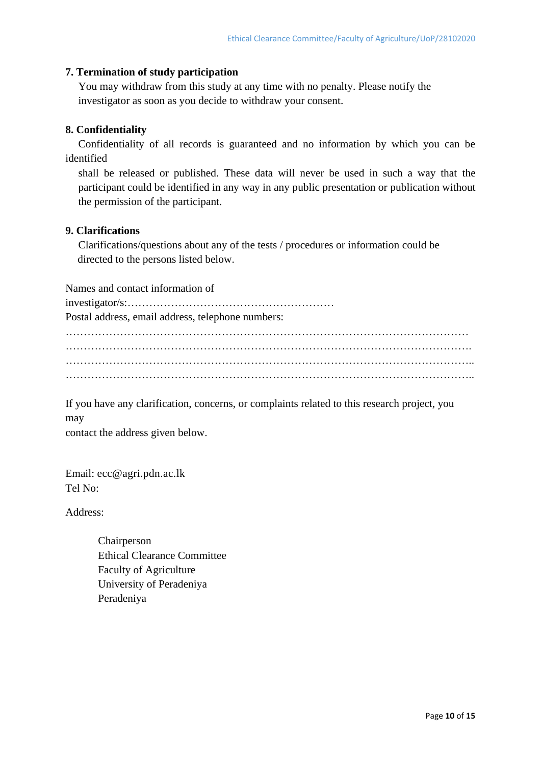**7. Termination of study participation**

You may withdraw from this study at any time with no penalty. Please notify the investigator as soon as you decide to withdraw your consent.

**8. Confidentiality**

Confidentiality of all records is guaranteed and no information by which you can be identified shall be released or published. These data will never be used in such a way that the participant could be identified in any way in any public presentation or publication without the permission of the participant.

**9. Clarifications**

Clarifications/questions about any of the tests / procedures or information could be directed to the persons listed below.

Names and contact information of investigator/s:…………………………………………………

Postal address, email address, telephone numbers:

………………………………………………………………………………………………………

……………………………………………………………………………………………………….

………………………………………………………………………………………………………..

………………………………………………………………………………………………………..

If you have any clarification, concerns, or complaints related to this research project, you may contact the address given below.

Email: ecc@agri.pdn.ac.lk

Tel No:

Address:

Chairperson
Ethical Clearance Committee
Faculty of Agriculture
University of Peradeniya
Peradeniya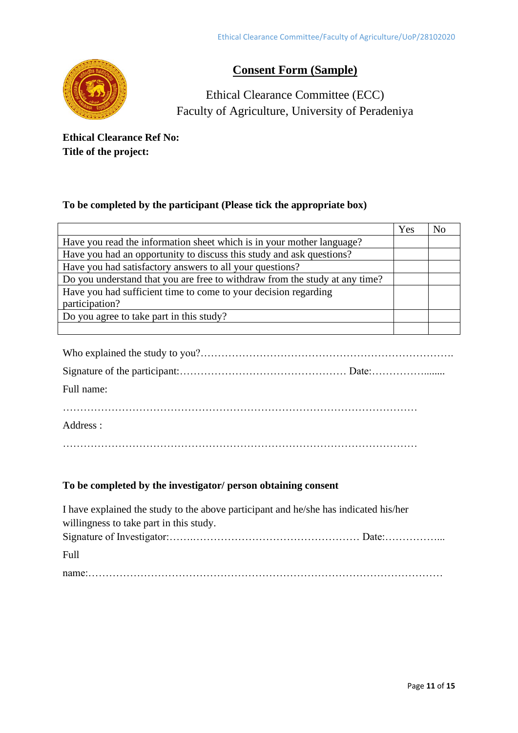# Consent Form (Sample)

Ethical Clearance Committee (ECC)
Faculty of Agriculture, University of Peradeniya

**Ethical Clearance Ref No:**
**Title of the project:**

**To be completed by the participant (Please tick the appropriate box)**

| | Yes | No |
|---|---|---|
| Have you read the information sheet which is in your mother language? | | |
| Have you had an opportunity to discuss this study and ask questions? | | |
| Have you had satisfactory answers to all your questions? | | |
| Do you understand that you are free to withdraw from the study at any time? | | |
| Have you had sufficient time to come to your decision regarding participation? | | |
| Do you agree to take part in this study? | | |
| | | |

Who explained the study to you?…………………………………………………………….

Signature of the participant:………………………………………… Date:……………........

Full name:

…………………………………………………………………………………………

Address :

…………………………………………………………………………………………

**To be completed by the investigator/ person obtaining consent**

I have explained the study to the above participant and he/she has indicated his/her willingness to take part in this study.
Signature of Investigator:…….………………………………………… Date:……………...

Full

name:……………………………………………………………………………………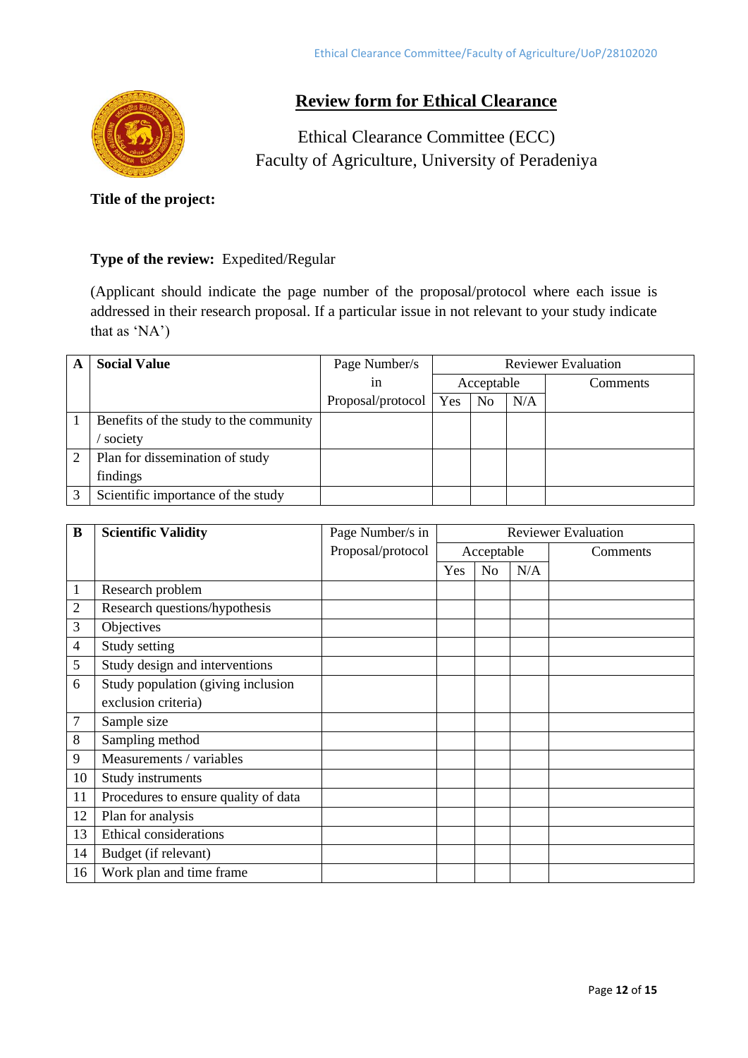# Review form for Ethical Clearance

Ethical Clearance Committee (ECC)
Faculty of Agriculture, University of Peradeniya

**Title of the project:**

**Type of the review:** Expedited/Regular

(Applicant should indicate the page number of the proposal/protocol where each issue is addressed in their research proposal. If a particular issue in not relevant to your study indicate that as 'NA')

| A | Social Value | Page Number/s in Proposal/protocol | Reviewer Evaluation | | | |
|---|---|---|---|---|---|---|
| | | | Acceptable | | | Comments |
| | | | Yes | No | N/A | |
| 1 | Benefits of the study to the community / society | | | | | |
| 2 | Plan for dissemination of study findings | | | | | |
| 3 | Scientific importance of the study | | | | | |

| B | Scientific Validity | Page Number/s in Proposal/protocol | Reviewer Evaluation | | | |
|---|---|---|---|---|---|---|
| | | | Acceptable | | | Comments |
| | | | Yes | No | N/A | |
| 1 | Research problem | | | | | |
| 2 | Research questions/hypothesis | | | | | |
| 3 | Objectives | | | | | |
| 4 | Study setting | | | | | |
| 5 | Study design and interventions | | | | | |
| 6 | Study population (giving inclusion exclusion criteria) | | | | | |
| 7 | Sample size | | | | | |
| 8 | Sampling method | | | | | |
| 9 | Measurements / variables | | | | | |
| 10 | Study instruments | | | | | |
| 11 | Procedures to ensure quality of data | | | | | |
| 12 | Plan for analysis | | | | | |
| 13 | Ethical considerations | | | | | |
| 14 | Budget (if relevant) | | | | | |
| 16 | Work plan and time frame | | | | | |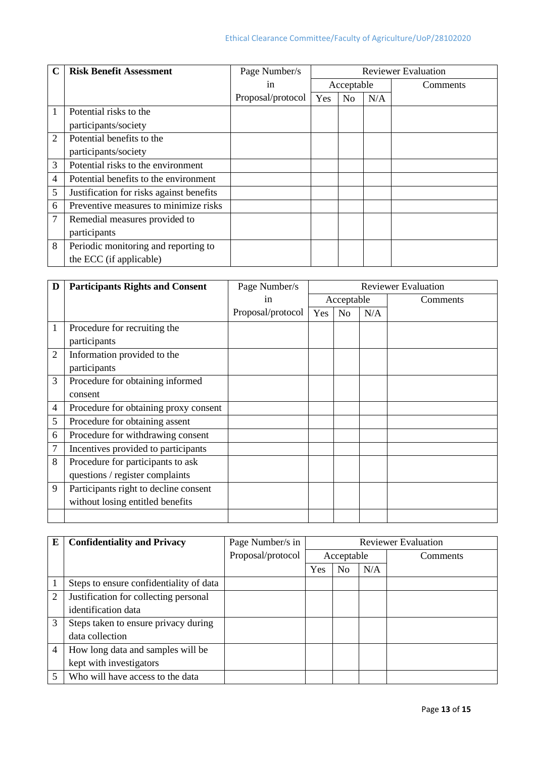| C | Risk Benefit Assessment | Page Number/s in Proposal/protocol | Reviewer Evaluation | | | |
|---|---|---|---|---|---|---|
| | | | Acceptable | | | Comments |
| | | | Yes | No | N/A | |
| 1 | Potential risks to the participants/society | | | | | |
| 2 | Potential benefits to the participants/society | | | | | |
| 3 | Potential risks to the environment | | | | | |
| 4 | Potential benefits to the environment | | | | | |
| 5 | Justification for risks against benefits | | | | | |
| 6 | Preventive measures to minimize risks | | | | | |
| 7 | Remedial measures provided to participants | | | | | |
| 8 | Periodic monitoring and reporting to the ECC (if applicable) | | | | | |

| D | Participants Rights and Consent | Page Number/s in Proposal/protocol | Reviewer Evaluation | | | |
|---|---|---|---|---|---|---|
| | | | Acceptable | | | Comments |
| | | | Yes | No | N/A | |
| 1 | Procedure for recruiting the participants | | | | | |
| 2 | Information provided to the participants | | | | | |
| 3 | Procedure for obtaining informed consent | | | | | |
| 4 | Procedure for obtaining proxy consent | | | | | |
| 5 | Procedure for obtaining assent | | | | | |
| 6 | Procedure for withdrawing consent | | | | | |
| 7 | Incentives provided to participants | | | | | |
| 8 | Procedure for participants to ask questions / register complaints | | | | | |
| 9 | Participants right to decline consent without losing entitled benefits | | | | | |
| | | | | | | |

| E | Confidentiality and Privacy | Page Number/s in Proposal/protocol | Reviewer Evaluation | | | |
|---|---|---|---|---|---|---|
| | | | Acceptable | | | Comments |
| | | | Yes | No | N/A | |
| 1 | Steps to ensure confidentiality of data | | | | | |
| 2 | Justification for collecting personal identification data | | | | | |
| 3 | Steps taken to ensure privacy during data collection | | | | | |
| 4 | How long data and samples will be kept with investigators | | | | | |
| 5 | Who will have access to the data | | | | | |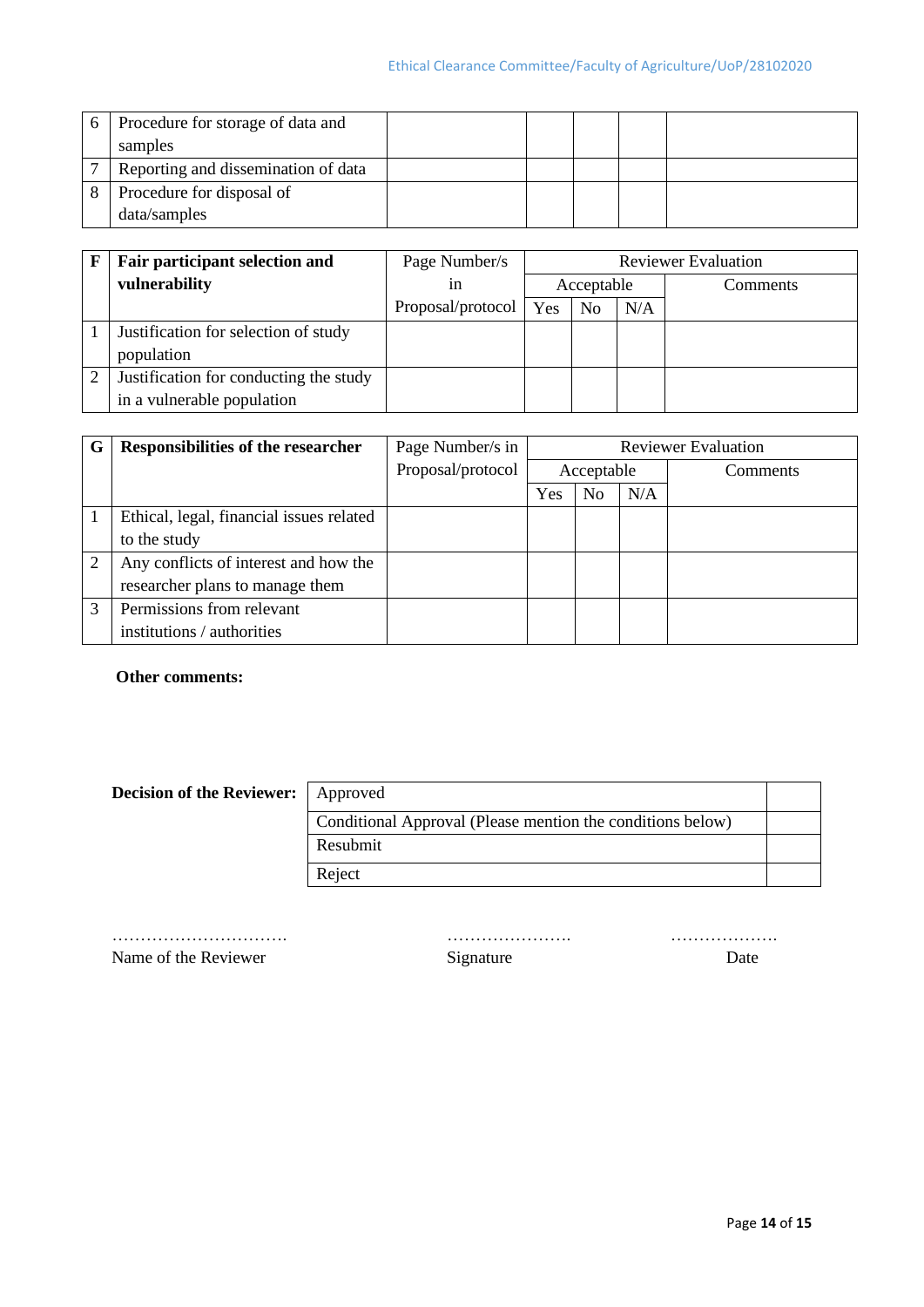| 6 | Procedure for storage of data and samples | | | | | |
|---|---|---|---|---|---|---|
| 7 | Reporting and dissemination of data | | | | | |
| 8 | Procedure for disposal of data/samples | | | | | |

| F | Fair participant selection and vulnerability | Page Number/s in Proposal/protocol | Reviewer Evaluation | | | |
|---|---|---|---|---|---|---|
| | | | Acceptable | | | Comments |
| | | | Yes | No | N/A | |
| 1 | Justification for selection of study population | | | | | |
| 2 | Justification for conducting the study in a vulnerable population | | | | | |

| G | Responsibilities of the researcher | Page Number/s in Proposal/protocol | Reviewer Evaluation | | | |
|---|---|---|---|---|---|---|
| | | | Acceptable | | | Comments |
| | | | Yes | No | N/A | |
| 1 | Ethical, legal, financial issues related to the study | | | | | |
| 2 | Any conflicts of interest and how the researcher plans to manage them | | | | | |
| 3 | Permissions from relevant institutions / authorities | | | | | |

**Other comments:**

**Decision of the Reviewer:**

| | |
|---|---|
| Approved | |
| Conditional Approval (Please mention the conditions below) | |
| Resubmit | |
| Reject | |

…………………………. Name of the Reviewer

…………………. Signature

………………. Date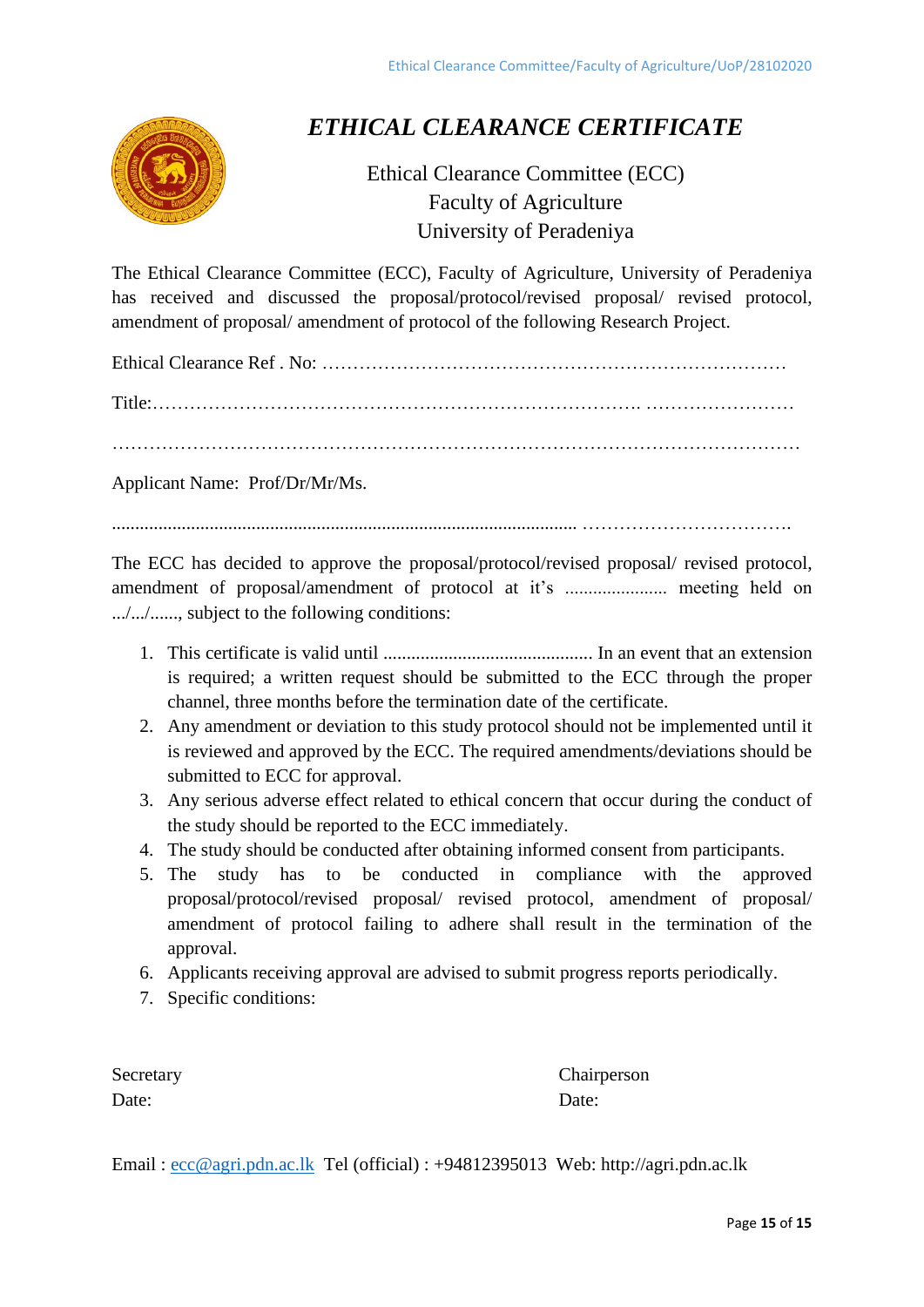# *ETHICAL CLEARANCE CERTIFICATE*

Ethical Clearance Committee (ECC)
Faculty of Agriculture
University of Peradeniya

The Ethical Clearance Committee (ECC), Faculty of Agriculture, University of Peradeniya has received and discussed the proposal/protocol/revised proposal/ revised protocol, amendment of proposal/ amendment of protocol of the following Research Project.

Ethical Clearance Ref . No: …………………………………………………………………

Title:……………………………………………………………………. ……………………

…………………………………………………………………………………………………

Applicant Name: Prof/Dr/Mr/Ms.

.................................................................................................... …………………………….

The ECC has decided to approve the proposal/protocol/revised proposal/ revised protocol, amendment of proposal/amendment of protocol at it's ...................... meeting held on .../.../......, subject to the following conditions:

1. This certificate is valid until ............................................. In an event that an extension is required; a written request should be submitted to the ECC through the proper channel, three months before the termination date of the certificate.
2. Any amendment or deviation to this study protocol should not be implemented until it is reviewed and approved by the ECC. The required amendments/deviations should be submitted to ECC for approval.
3. Any serious adverse effect related to ethical concern that occur during the conduct of the study should be reported to the ECC immediately.
4. The study should be conducted after obtaining informed consent from participants.
5. The study has to be conducted in compliance with the approved proposal/protocol/revised proposal/ revised protocol, amendment of proposal/ amendment of protocol failing to adhere shall result in the termination of the approval.
6. Applicants receiving approval are advised to submit progress reports periodically.
7. Specific conditions:

Secretary
Date:

Chairperson
Date:

Email : ecc@agri.pdn.ac.lk Tel (official) : +94812395013 Web: http://agri.pdn.ac.lk